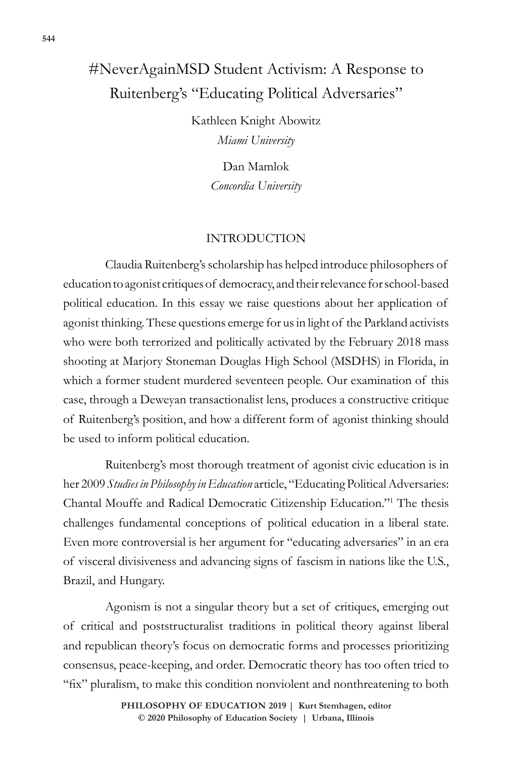# #NeverAgainMSD Student Activism: A Response to Ruitenberg's "Educating Political Adversaries"

Kathleen Knight Abowitz
*Miami University*

Dan Mamlok
*Concordia University*

## INTRODUCTION

Claudia Ruitenberg's scholarship has helped introduce philosophers of education to agonist critiques of democracy, and their relevance for school-based political education. In this essay we raise questions about her application of agonist thinking. These questions emerge for us in light of the Parkland activists who were both terrorized and politically activated by the February 2018 mass shooting at Marjory Stoneman Douglas High School (MSDHS) in Florida, in which a former student murdered seventeen people. Our examination of this case, through a Deweyan transactionalist lens, produces a constructive critique of Ruitenberg's position, and how a different form of agonist thinking should be used to inform political education.

Ruitenberg's most thorough treatment of agonist civic education is in her 2009 *Studies in Philosophy in Education* article, "Educating Political Adversaries: Chantal Mouffe and Radical Democratic Citizenship Education."[1] The thesis challenges fundamental conceptions of political education in a liberal state. Even more controversial is her argument for "educating adversaries" in an era of visceral divisiveness and advancing signs of fascism in nations like the U.S., Brazil, and Hungary.

Agonism is not a singular theory but a set of critiques, emerging out of critical and poststructuralist traditions in political theory against liberal and republican theory's focus on democratic forms and processes prioritizing consensus, peace-keeping, and order. Democratic theory has too often tried to "fix" pluralism, to make this condition nonviolent and nonthreatening to both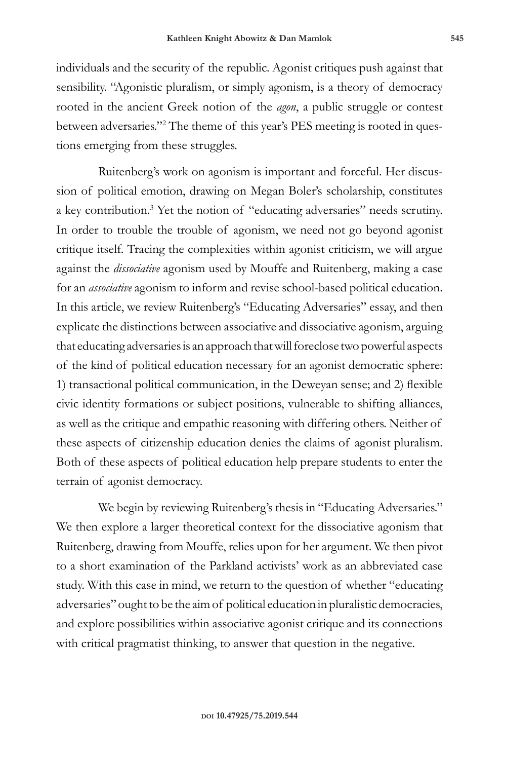individuals and the security of the republic. Agonist critiques push against that sensibility. "Agonistic pluralism, or simply agonism, is a theory of democracy rooted in the ancient Greek notion of the *agon*, a public struggle or contest between adversaries."[2] The theme of this year's PES meeting is rooted in questions emerging from these struggles.

Ruitenberg's work on agonism is important and forceful. Her discussion of political emotion, drawing on Megan Boler's scholarship, constitutes a key contribution.[3] Yet the notion of "educating adversaries" needs scrutiny. In order to trouble the trouble of agonism, we need not go beyond agonist critique itself. Tracing the complexities within agonist criticism, we will argue against the *dissociative* agonism used by Mouffe and Ruitenberg, making a case for an *associative* agonism to inform and revise school-based political education. In this article, we review Ruitenberg's "Educating Adversaries" essay, and then explicate the distinctions between associative and dissociative agonism, arguing that educating adversaries is an approach that will foreclose two powerful aspects of the kind of political education necessary for an agonist democratic sphere: 1) transactional political communication, in the Deweyan sense; and 2) flexible civic identity formations or subject positions, vulnerable to shifting alliances, as well as the critique and empathic reasoning with differing others. Neither of these aspects of citizenship education denies the claims of agonist pluralism. Both of these aspects of political education help prepare students to enter the terrain of agonist democracy.

We begin by reviewing Ruitenberg's thesis in "Educating Adversaries." We then explore a larger theoretical context for the dissociative agonism that Ruitenberg, drawing from Mouffe, relies upon for her argument. We then pivot to a short examination of the Parkland activists' work as an abbreviated case study. With this case in mind, we return to the question of whether "educating adversaries" ought to be the aim of political education in pluralistic democracies, and explore possibilities within associative agonist critique and its connections with critical pragmatist thinking, to answer that question in the negative.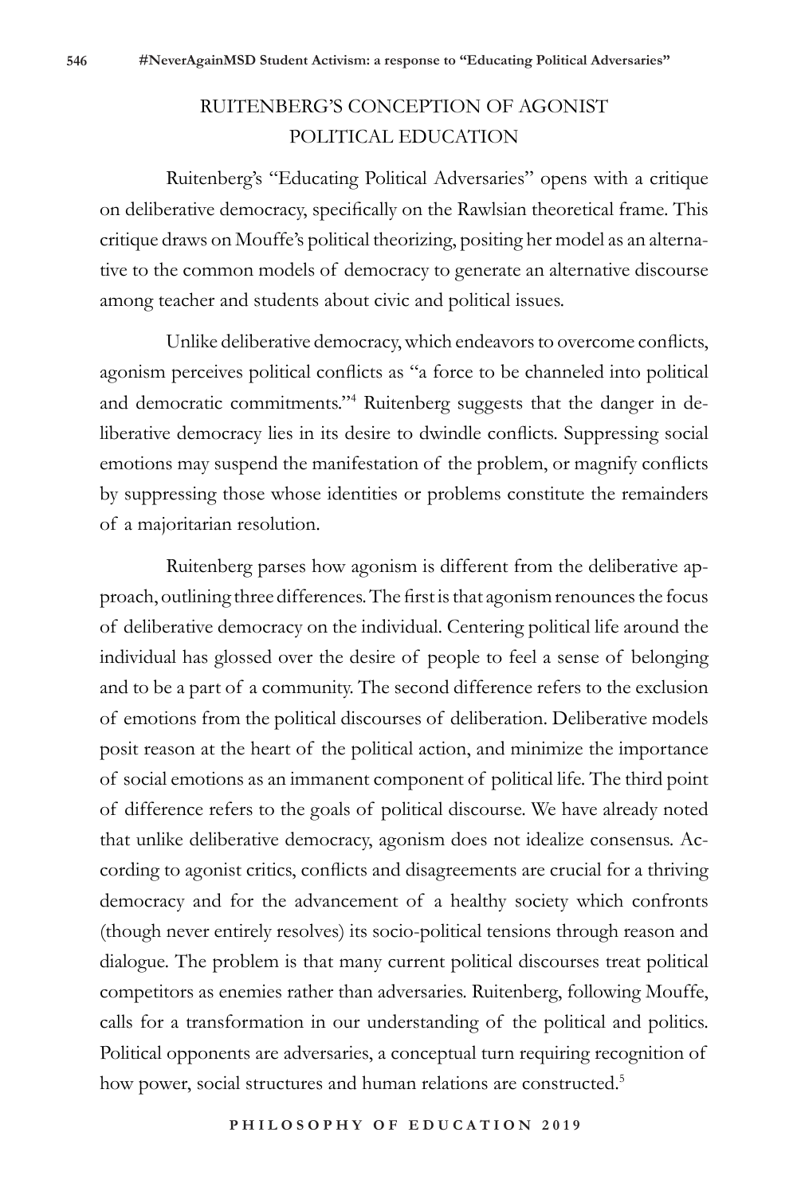## RUITENBERG'S CONCEPTION OF AGONIST POLITICAL EDUCATION

Ruitenberg's "Educating Political Adversaries" opens with a critique on deliberative democracy, specifically on the Rawlsian theoretical frame. This critique draws on Mouffe's political theorizing, positing her model as an alternative to the common models of democracy to generate an alternative discourse among teacher and students about civic and political issues.

Unlike deliberative democracy, which endeavors to overcome conflicts, agonism perceives political conflicts as "a force to be channeled into political and democratic commitments."[4] Ruitenberg suggests that the danger in deliberative democracy lies in its desire to dwindle conflicts. Suppressing social emotions may suspend the manifestation of the problem, or magnify conflicts by suppressing those whose identities or problems constitute the remainders of a majoritarian resolution.

Ruitenberg parses how agonism is different from the deliberative approach, outlining three differences. The first is that agonism renounces the focus of deliberative democracy on the individual. Centering political life around the individual has glossed over the desire of people to feel a sense of belonging and to be a part of a community. The second difference refers to the exclusion of emotions from the political discourses of deliberation. Deliberative models posit reason at the heart of the political action, and minimize the importance of social emotions as an immanent component of political life. The third point of difference refers to the goals of political discourse. We have already noted that unlike deliberative democracy, agonism does not idealize consensus. According to agonist critics, conflicts and disagreements are crucial for a thriving democracy and for the advancement of a healthy society which confronts (though never entirely resolves) its socio-political tensions through reason and dialogue. The problem is that many current political discourses treat political competitors as enemies rather than adversaries. Ruitenberg, following Mouffe, calls for a transformation in our understanding of the political and politics. Political opponents are adversaries, a conceptual turn requiring recognition of how power, social structures and human relations are constructed.[5]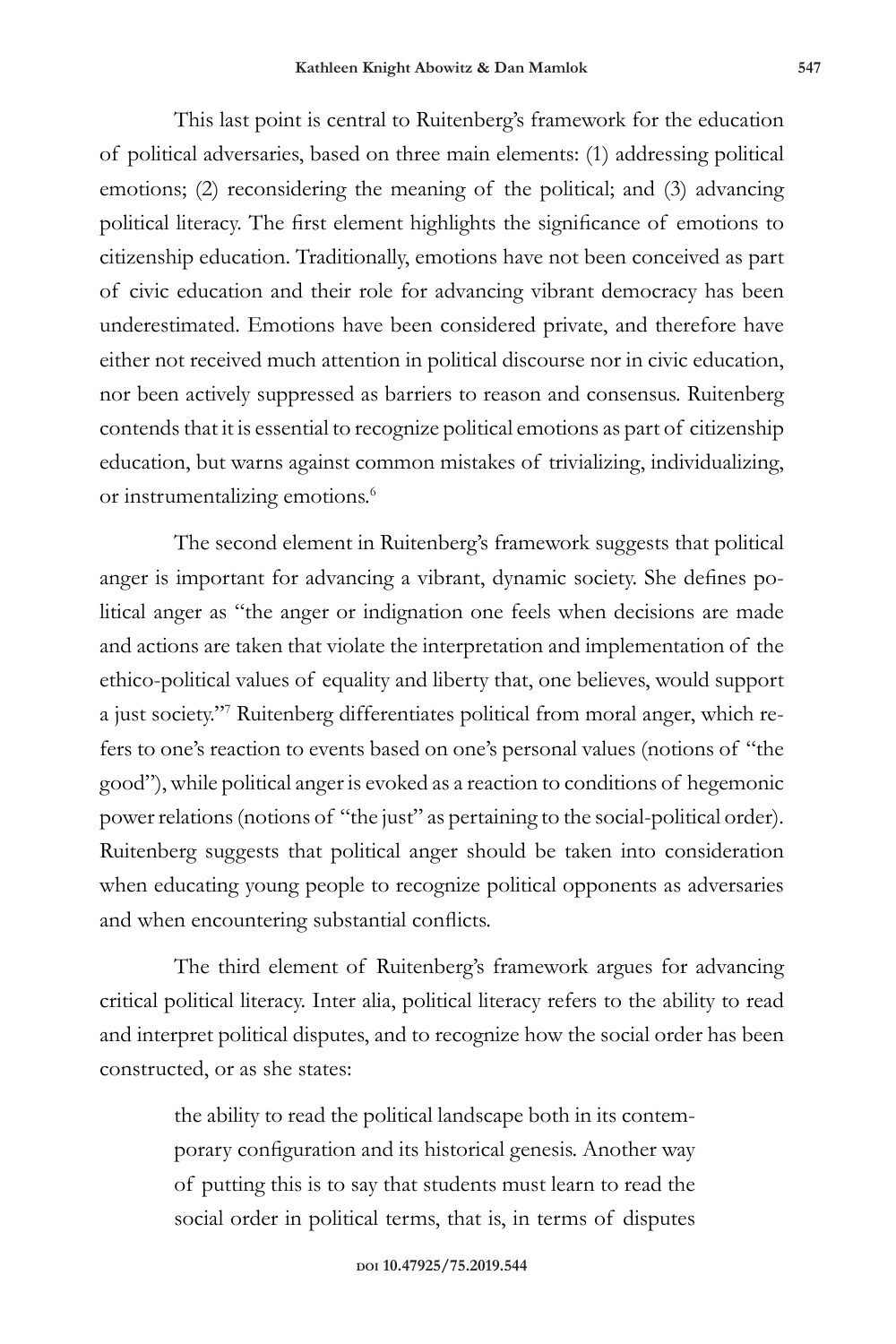This last point is central to Ruitenberg's framework for the education of political adversaries, based on three main elements: (1) addressing political emotions; (2) reconsidering the meaning of the political; and (3) advancing political literacy. The first element highlights the significance of emotions to citizenship education. Traditionally, emotions have not been conceived as part of civic education and their role for advancing vibrant democracy has been underestimated. Emotions have been considered private, and therefore have either not received much attention in political discourse nor in civic education, nor been actively suppressed as barriers to reason and consensus. Ruitenberg contends that it is essential to recognize political emotions as part of citizenship education, but warns against common mistakes of trivializing, individualizing, or instrumentalizing emotions.[6]

The second element in Ruitenberg's framework suggests that political anger is important for advancing a vibrant, dynamic society. She defines political anger as "the anger or indignation one feels when decisions are made and actions are taken that violate the interpretation and implementation of the ethico-political values of equality and liberty that, one believes, would support a just society."[7] Ruitenberg differentiates political from moral anger, which refers to one's reaction to events based on one's personal values (notions of "the good"), while political anger is evoked as a reaction to conditions of hegemonic power relations (notions of "the just" as pertaining to the social-political order). Ruitenberg suggests that political anger should be taken into consideration when educating young people to recognize political opponents as adversaries and when encountering substantial conflicts.

The third element of Ruitenberg's framework argues for advancing critical political literacy. Inter alia, political literacy refers to the ability to read and interpret political disputes, and to recognize how the social order has been constructed, or as she states:

> the ability to read the political landscape both in its contemporary configuration and its historical genesis. Another way of putting this is to say that students must learn to read the social order in political terms, that is, in terms of disputes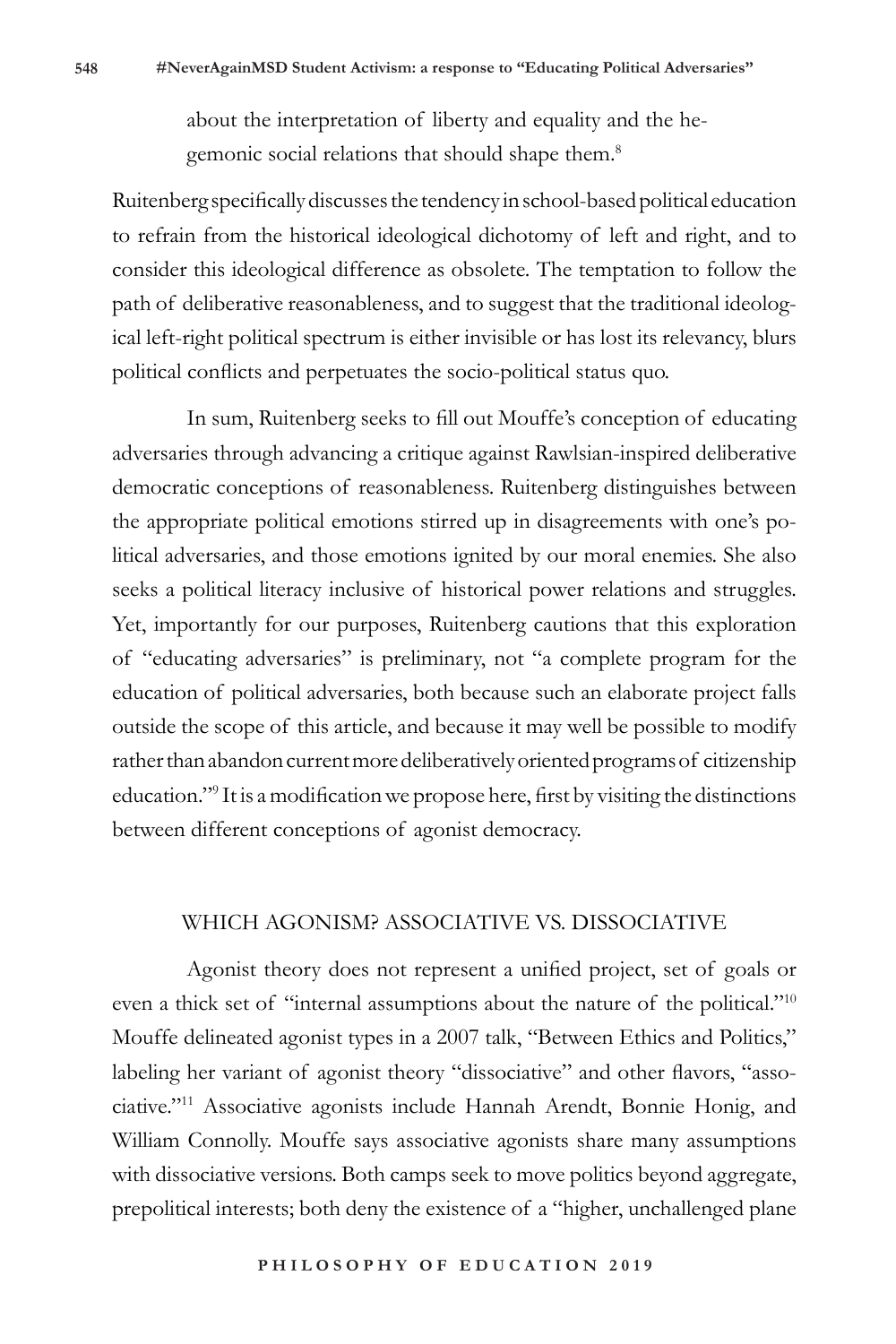about the interpretation of liberty and equality and the hegemonic social relations that should shape them.[8]

Ruitenberg specifically discusses the tendency in school-based political education to refrain from the historical ideological dichotomy of left and right, and to consider this ideological difference as obsolete. The temptation to follow the path of deliberative reasonableness, and to suggest that the traditional ideological left-right political spectrum is either invisible or has lost its relevancy, blurs political conflicts and perpetuates the socio-political status quo.

In sum, Ruitenberg seeks to fill out Mouffe's conception of educating adversaries through advancing a critique against Rawlsian-inspired deliberative democratic conceptions of reasonableness. Ruitenberg distinguishes between the appropriate political emotions stirred up in disagreements with one's political adversaries, and those emotions ignited by our moral enemies. She also seeks a political literacy inclusive of historical power relations and struggles. Yet, importantly for our purposes, Ruitenberg cautions that this exploration of "educating adversaries" is preliminary, not "a complete program for the education of political adversaries, both because such an elaborate project falls outside the scope of this article, and because it may well be possible to modify rather than abandon current more deliberatively oriented programs of citizenship education."[9] It is a modification we propose here, first by visiting the distinctions between different conceptions of agonist democracy.

## WHICH AGONISM? ASSOCIATIVE VS. DISSOCIATIVE

Agonist theory does not represent a unified project, set of goals or even a thick set of "internal assumptions about the nature of the political."[10] Mouffe delineated agonist types in a 2007 talk, "Between Ethics and Politics," labeling her variant of agonist theory "dissociative" and other flavors, "associative."[11] Associative agonists include Hannah Arendt, Bonnie Honig, and William Connolly. Mouffe says associative agonists share many assumptions with dissociative versions. Both camps seek to move politics beyond aggregate, prepolitical interests; both deny the existence of a "higher, unchallenged plane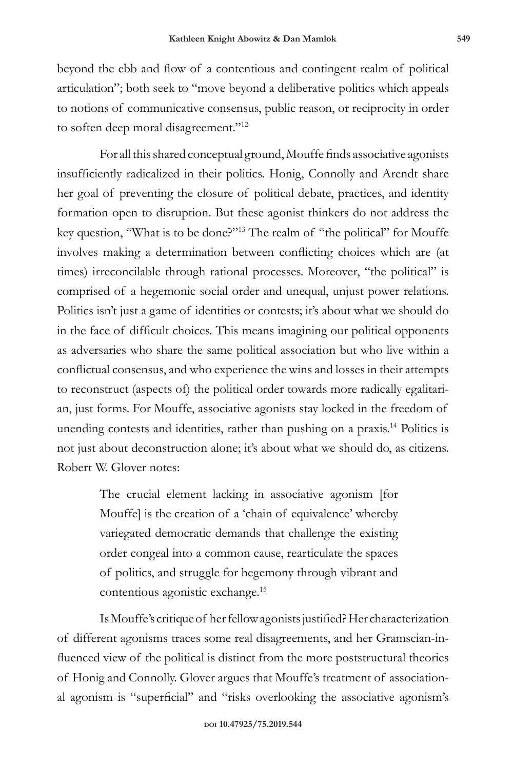beyond the ebb and flow of a contentious and contingent realm of political articulation"; both seek to "move beyond a deliberative politics which appeals to notions of communicative consensus, public reason, or reciprocity in order to soften deep moral disagreement."[12]

For all this shared conceptual ground, Mouffe finds associative agonists insufficiently radicalized in their politics. Honig, Connolly and Arendt share her goal of preventing the closure of political debate, practices, and identity formation open to disruption. But these agonist thinkers do not address the key question, "What is to be done?"[13] The realm of "the political" for Mouffe involves making a determination between conflicting choices which are (at times) irreconcilable through rational processes. Moreover, "the political" is comprised of a hegemonic social order and unequal, unjust power relations. Politics isn't just a game of identities or contests; it's about what we should do in the face of difficult choices. This means imagining our political opponents as adversaries who share the same political association but who live within a conflictual consensus, and who experience the wins and losses in their attempts to reconstruct (aspects of) the political order towards more radically egalitarian, just forms. For Mouffe, associative agonists stay locked in the freedom of unending contests and identities, rather than pushing on a praxis.[14] Politics is not just about deconstruction alone; it's about what we should do, as citizens. Robert W. Glover notes:

> The crucial element lacking in associative agonism [for Mouffe] is the creation of a 'chain of equivalence' whereby variegated democratic demands that challenge the existing order congeal into a common cause, rearticulate the spaces of politics, and struggle for hegemony through vibrant and contentious agonistic exchange.[15]

Is Mouffe's critique of her fellow agonists justified? Her characterization of different agonisms traces some real disagreements, and her Gramscian-influenced view of the political is distinct from the more poststructural theories of Honig and Connolly. Glover argues that Mouffe's treatment of associational agonism is "superficial" and "risks overlooking the associative agonism's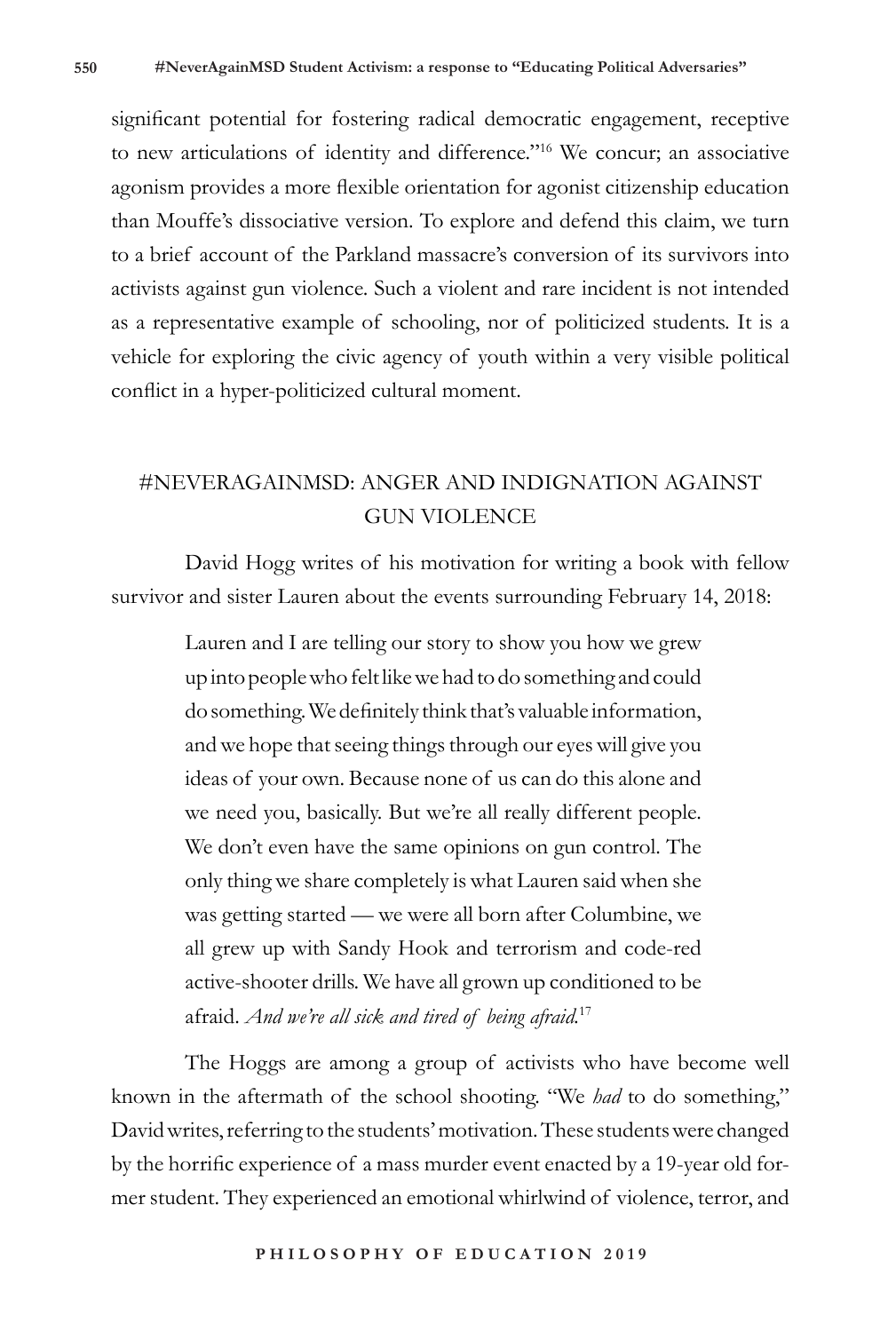significant potential for fostering radical democratic engagement, receptive to new articulations of identity and difference."[16] We concur; an associative agonism provides a more flexible orientation for agonist citizenship education than Mouffe's dissociative version. To explore and defend this claim, we turn to a brief account of the Parkland massacre's conversion of its survivors into activists against gun violence. Such a violent and rare incident is not intended as a representative example of schooling, nor of politicized students. It is a vehicle for exploring the civic agency of youth within a very visible political conflict in a hyper-politicized cultural moment.

## #NEVERAGAINMSD: ANGER AND INDIGNATION AGAINST GUN VIOLENCE

David Hogg writes of his motivation for writing a book with fellow survivor and sister Lauren about the events surrounding February 14, 2018:

> Lauren and I are telling our story to show you how we grew up into people who felt like we had to do something and could do something. We definitely think that's valuable information, and we hope that seeing things through our eyes will give you ideas of your own. Because none of us can do this alone and we need you, basically. But we're all really different people. We don't even have the same opinions on gun control. The only thing we share completely is what Lauren said when she was getting started — we were all born after Columbine, we all grew up with Sandy Hook and terrorism and code-red active-shooter drills. We have all grown up conditioned to be afraid. *And we're all sick and tired of being afraid.*[17]

The Hoggs are among a group of activists who have become well known in the aftermath of the school shooting. "We *had* to do something," David writes, referring to the students' motivation. These students were changed by the horrific experience of a mass murder event enacted by a 19-year old former student. They experienced an emotional whirlwind of violence, terror, and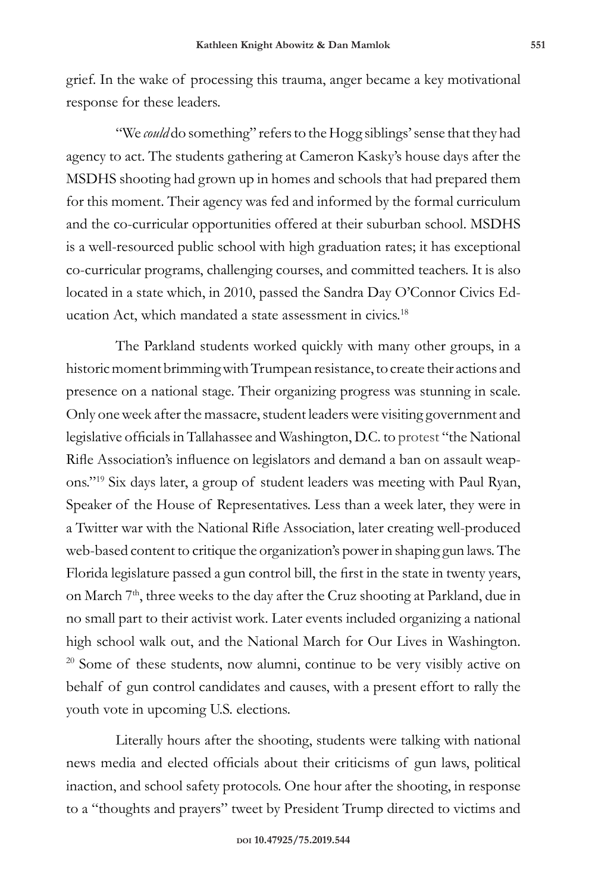grief. In the wake of processing this trauma, anger became a key motivational response for these leaders.

"We *could* do something" refers to the Hogg siblings' sense that they had agency to act. The students gathering at Cameron Kasky's house days after the MSDHS shooting had grown up in homes and schools that had prepared them for this moment. Their agency was fed and informed by the formal curriculum and the co-curricular opportunities offered at their suburban school. MSDHS is a well-resourced public school with high graduation rates; it has exceptional co-curricular programs, challenging courses, and committed teachers. It is also located in a state which, in 2010, passed the Sandra Day O'Connor Civics Education Act, which mandated a state assessment in civics.[18]

The Parkland students worked quickly with many other groups, in a historic moment brimming with Trumpean resistance, to create their actions and presence on a national stage. Their organizing progress was stunning in scale. Only one week after the massacre, student leaders were visiting government and legislative officials in Tallahassee and Washington, D.C. to protest "the National Rifle Association's influence on legislators and demand a ban on assault weapons."[19] Six days later, a group of student leaders was meeting with Paul Ryan, Speaker of the House of Representatives. Less than a week later, they were in a Twitter war with the National Rifle Association, later creating well-produced web-based content to critique the organization's power in shaping gun laws. The Florida legislature passed a gun control bill, the first in the state in twenty years, on March 7th, three weeks to the day after the Cruz shooting at Parkland, due in no small part to their activist work. Later events included organizing a national high school walk out, and the National March for Our Lives in Washington.[20] Some of these students, now alumni, continue to be very visibly active on behalf of gun control candidates and causes, with a present effort to rally the youth vote in upcoming U.S. elections.

Literally hours after the shooting, students were talking with national news media and elected officials about their criticisms of gun laws, political inaction, and school safety protocols. One hour after the shooting, in response to a "thoughts and prayers" tweet by President Trump directed to victims and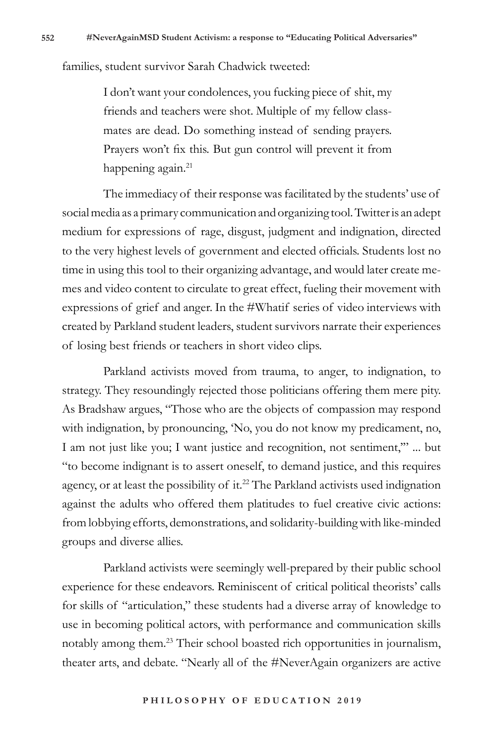families, student survivor Sarah Chadwick tweeted:

> I don't want your condolences, you fucking piece of shit, my friends and teachers were shot. Multiple of my fellow classmates are dead. Do something instead of sending prayers. Prayers won't fix this. But gun control will prevent it from happening again.[21]

The immediacy of their response was facilitated by the students' use of social media as a primary communication and organizing tool. Twitter is an adept medium for expressions of rage, disgust, judgment and indignation, directed to the very highest levels of government and elected officials. Students lost no time in using this tool to their organizing advantage, and would later create memes and video content to circulate to great effect, fueling their movement with expressions of grief and anger. In the #Whatif series of video interviews with created by Parkland student leaders, student survivors narrate their experiences of losing best friends or teachers in short video clips.

Parkland activists moved from trauma, to anger, to indignation, to strategy. They resoundingly rejected those politicians offering them mere pity. As Bradshaw argues, "Those who are the objects of compassion may respond with indignation, by pronouncing, 'No, you do not know my predicament, no, I am not just like you; I want justice and recognition, not sentiment,'" ... but "to become indignant is to assert oneself, to demand justice, and this requires agency, or at least the possibility of it.[22] The Parkland activists used indignation against the adults who offered them platitudes to fuel creative civic actions: from lobbying efforts, demonstrations, and solidarity-building with like-minded groups and diverse allies.

Parkland activists were seemingly well-prepared by their public school experience for these endeavors. Reminiscent of critical political theorists' calls for skills of "articulation," these students had a diverse array of knowledge to use in becoming political actors, with performance and communication skills notably among them.[23] Their school boasted rich opportunities in journalism, theater arts, and debate. "Nearly all of the #NeverAgain organizers are active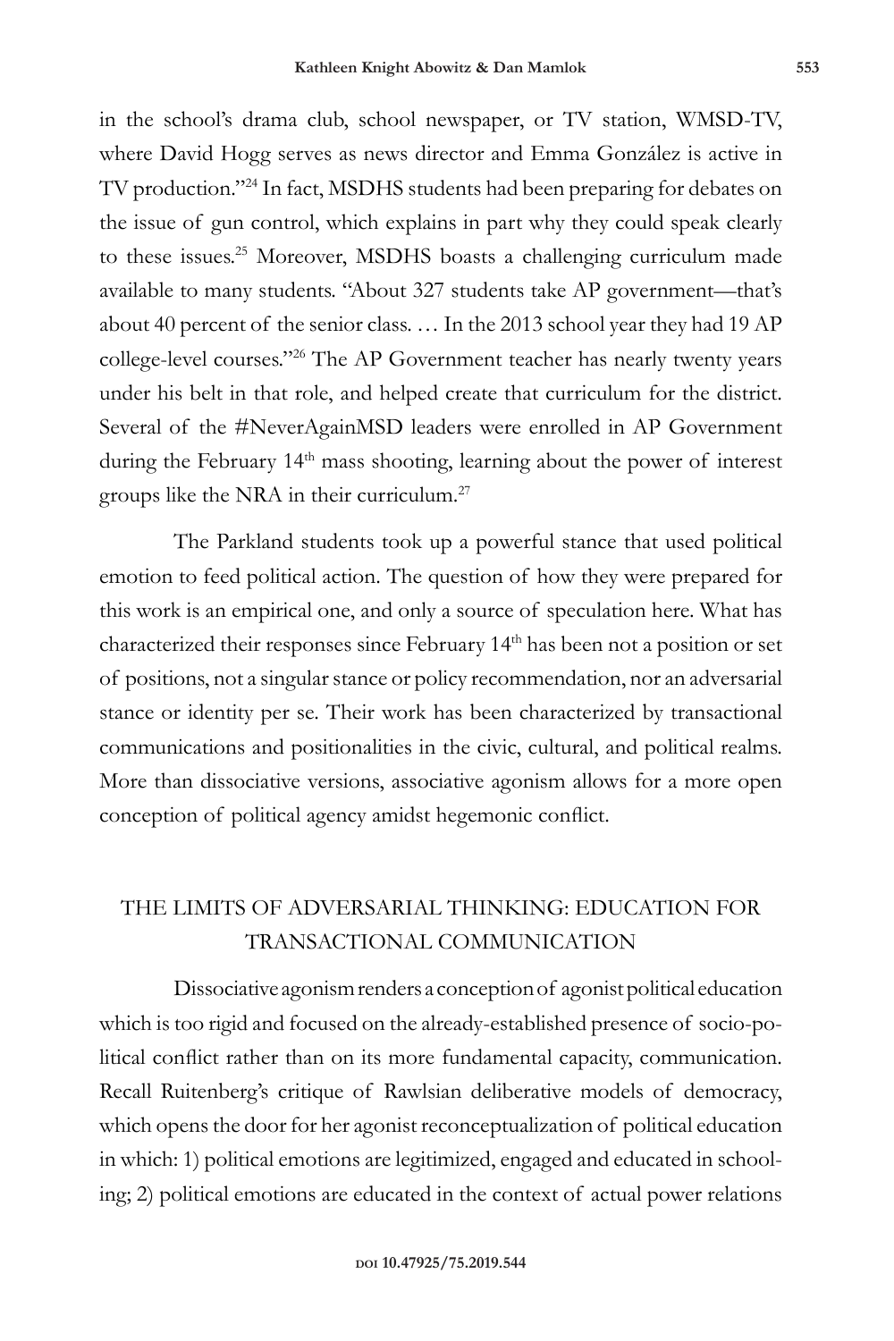in the school's drama club, school newspaper, or TV station, WMSD-TV, where David Hogg serves as news director and Emma González is active in TV production."[24] In fact, MSDHS students had been preparing for debates on the issue of gun control, which explains in part why they could speak clearly to these issues.[25] Moreover, MSDHS boasts a challenging curriculum made available to many students. "About 327 students take AP government—that's about 40 percent of the senior class. … In the 2013 school year they had 19 AP college-level courses."[26] The AP Government teacher has nearly twenty years under his belt in that role, and helped create that curriculum for the district. Several of the #NeverAgainMSD leaders were enrolled in AP Government during the February 14th mass shooting, learning about the power of interest groups like the NRA in their curriculum.[27]

The Parkland students took up a powerful stance that used political emotion to feed political action. The question of how they were prepared for this work is an empirical one, and only a source of speculation here. What has characterized their responses since February 14th has been not a position or set of positions, not a singular stance or policy recommendation, nor an adversarial stance or identity per se. Their work has been characterized by transactional communications and positionalities in the civic, cultural, and political realms. More than dissociative versions, associative agonism allows for a more open conception of political agency amidst hegemonic conflict.

## THE LIMITS OF ADVERSARIAL THINKING: EDUCATION FOR TRANSACTIONAL COMMUNICATION

Dissociative agonism renders a conception of agonist political education which is too rigid and focused on the already-established presence of socio-political conflict rather than on its more fundamental capacity, communication. Recall Ruitenberg's critique of Rawlsian deliberative models of democracy, which opens the door for her agonist reconceptualization of political education in which: 1) political emotions are legitimized, engaged and educated in schooling; 2) political emotions are educated in the context of actual power relations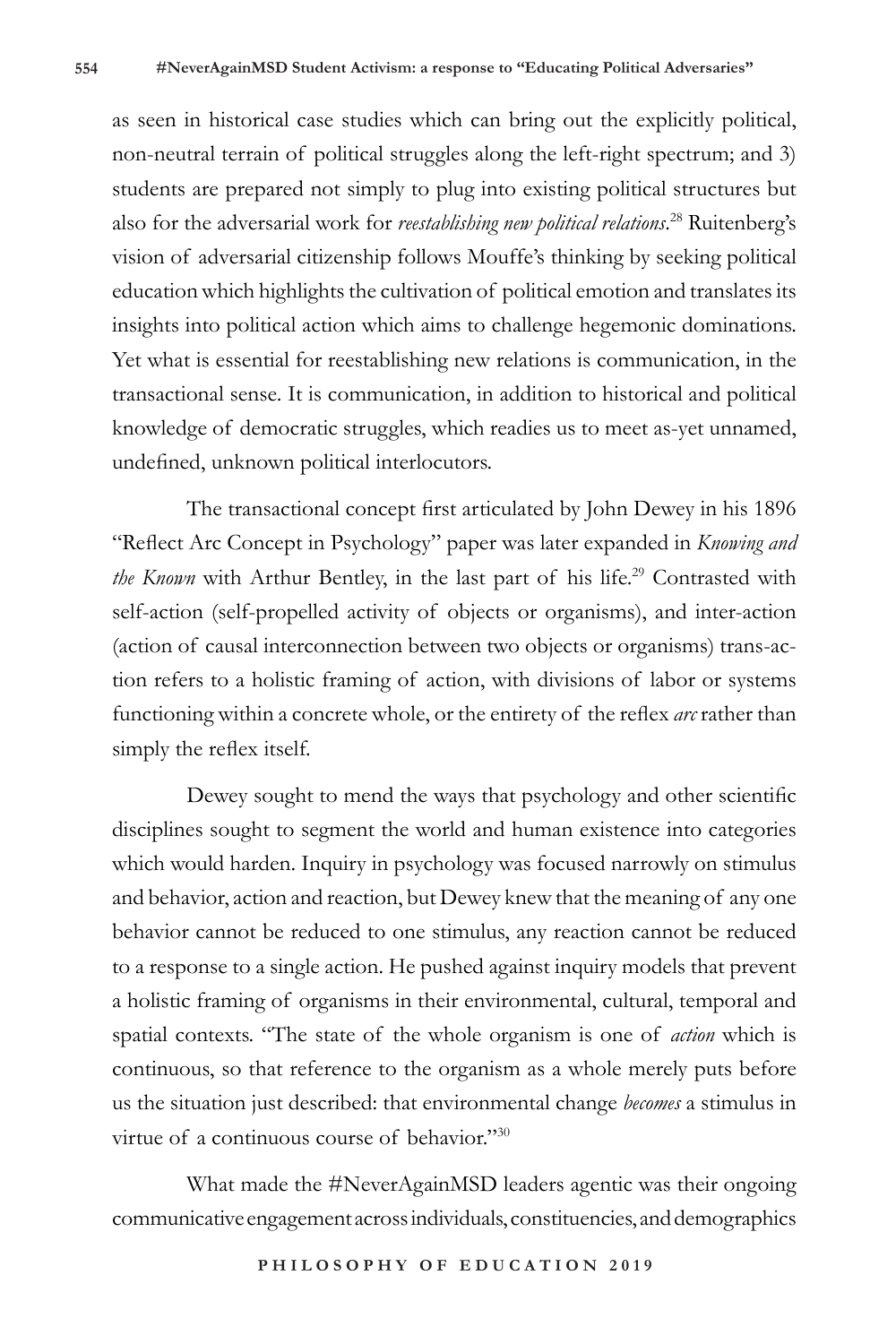as seen in historical case studies which can bring out the explicitly political, non-neutral terrain of political struggles along the left-right spectrum; and 3) students are prepared not simply to plug into existing political structures but also for the adversarial work for *reestablishing new political relations*.[28] Ruitenberg's vision of adversarial citizenship follows Mouffe's thinking by seeking political education which highlights the cultivation of political emotion and translates its insights into political action which aims to challenge hegemonic dominations. Yet what is essential for reestablishing new relations is communication, in the transactional sense. It is communication, in addition to historical and political knowledge of democratic struggles, which readies us to meet as-yet unnamed, undefined, unknown political interlocutors.

The transactional concept first articulated by John Dewey in his 1896 "Reflect Arc Concept in Psychology" paper was later expanded in *Knowing and the Known* with Arthur Bentley, in the last part of his life.[29] Contrasted with self-action (self-propelled activity of objects or organisms), and inter-action (action of causal interconnection between two objects or organisms) trans-action refers to a holistic framing of action, with divisions of labor or systems functioning within a concrete whole, or the entirety of the reflex *arc* rather than simply the reflex itself.

Dewey sought to mend the ways that psychology and other scientific disciplines sought to segment the world and human existence into categories which would harden. Inquiry in psychology was focused narrowly on stimulus and behavior, action and reaction, but Dewey knew that the meaning of any one behavior cannot be reduced to one stimulus, any reaction cannot be reduced to a response to a single action. He pushed against inquiry models that prevent a holistic framing of organisms in their environmental, cultural, temporal and spatial contexts. "The state of the whole organism is one of *action* which is continuous, so that reference to the organism as a whole merely puts before us the situation just described: that environmental change *becomes* a stimulus in virtue of a continuous course of behavior."[30]

What made the #NeverAgainMSD leaders agentic was their ongoing communicative engagement across individuals, constituencies, and demographics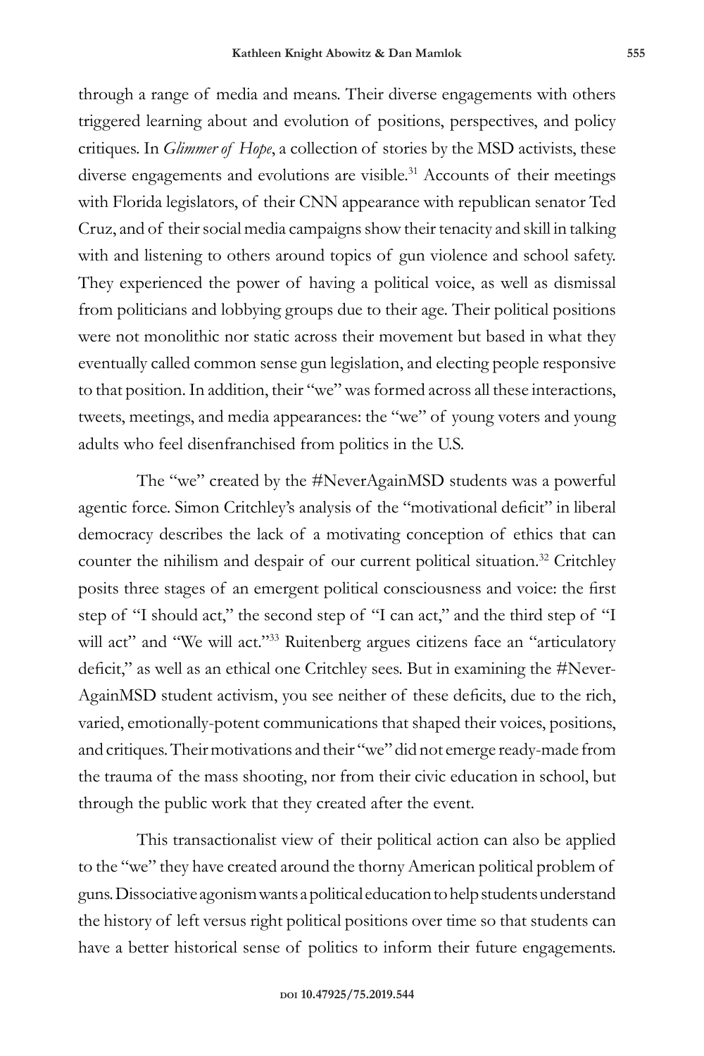through a range of media and means. Their diverse engagements with others triggered learning about and evolution of positions, perspectives, and policy critiques. In *Glimmer of Hope*, a collection of stories by the MSD activists, these diverse engagements and evolutions are visible.[31] Accounts of their meetings with Florida legislators, of their CNN appearance with republican senator Ted Cruz, and of their social media campaigns show their tenacity and skill in talking with and listening to others around topics of gun violence and school safety. They experienced the power of having a political voice, as well as dismissal from politicians and lobbying groups due to their age. Their political positions were not monolithic nor static across their movement but based in what they eventually called common sense gun legislation, and electing people responsive to that position. In addition, their "we" was formed across all these interactions, tweets, meetings, and media appearances: the "we" of young voters and young adults who feel disenfranchised from politics in the U.S.

The "we" created by the #NeverAgainMSD students was a powerful agentic force. Simon Critchley's analysis of the "motivational deficit" in liberal democracy describes the lack of a motivating conception of ethics that can counter the nihilism and despair of our current political situation.[32] Critchley posits three stages of an emergent political consciousness and voice: the first step of "I should act," the second step of "I can act," and the third step of "I will act" and "We will act."[33] Ruitenberg argues citizens face an "articulatory deficit," as well as an ethical one Critchley sees. But in examining the #NeverAgainMSD student activism, you see neither of these deficits, due to the rich, varied, emotionally-potent communications that shaped their voices, positions, and critiques. Their motivations and their "we" did not emerge ready-made from the trauma of the mass shooting, nor from their civic education in school, but through the public work that they created after the event.

This transactionalist view of their political action can also be applied to the "we" they have created around the thorny American political problem of guns. Dissociative agonism wants a political education to help students understand the history of left versus right political positions over time so that students can have a better historical sense of politics to inform their future engagements.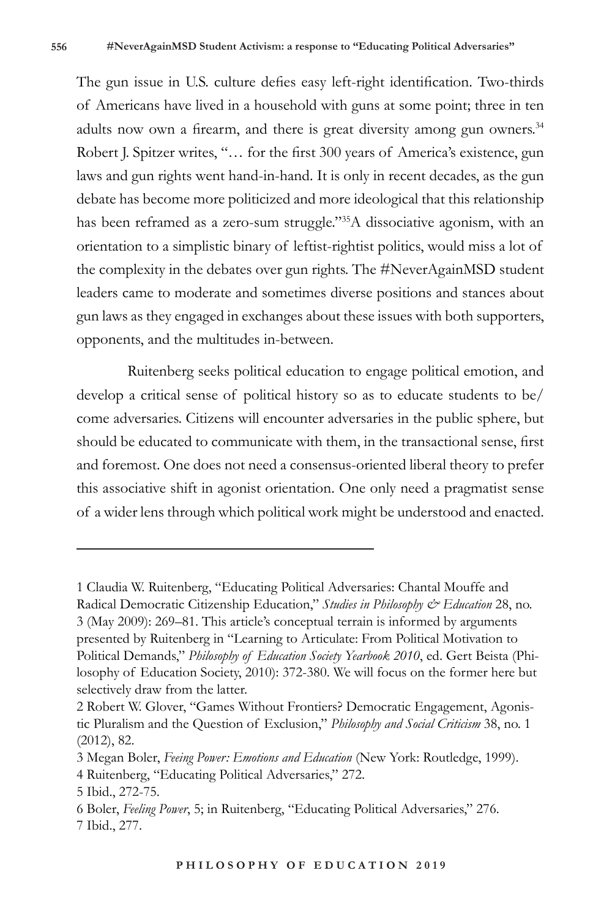The gun issue in U.S. culture defies easy left-right identification. Two-thirds of Americans have lived in a household with guns at some point; three in ten adults now own a firearm, and there is great diversity among gun owners.[34] Robert J. Spitzer writes, "… for the first 300 years of America's existence, gun laws and gun rights went hand-in-hand. It is only in recent decades, as the gun debate has become more politicized and more ideological that this relationship has been reframed as a zero-sum struggle."[35]A dissociative agonism, with an orientation to a simplistic binary of leftist-rightist politics, would miss a lot of the complexity in the debates over gun rights. The #NeverAgainMSD student leaders came to moderate and sometimes diverse positions and stances about gun laws as they engaged in exchanges about these issues with both supporters, opponents, and the multitudes in-between.

Ruitenberg seeks political education to engage political emotion, and develop a critical sense of political history so as to educate students to be/come adversaries. Citizens will encounter adversaries in the public sphere, but should be educated to communicate with them, in the transactional sense, first and foremost. One does not need a consensus-oriented liberal theory to prefer this associative shift in agonist orientation. One only need a pragmatist sense of a wider lens through which political work might be understood and enacted.

---

1 Claudia W. Ruitenberg, "Educating Political Adversaries: Chantal Mouffe and Radical Democratic Citizenship Education," *Studies in Philosophy & Education* 28, no. 3 (May 2009): 269–81. This article's conceptual terrain is informed by arguments presented by Ruitenberg in "Learning to Articulate: From Political Motivation to Political Demands," *Philosophy of Education Society Yearbook 2010*, ed. Gert Beista (Philosophy of Education Society, 2010): 372-380. We will focus on the former here but selectively draw from the latter.

2 Robert W. Glover, "Games Without Frontiers? Democratic Engagement, Agonistic Pluralism and the Question of Exclusion," *Philosophy and Social Criticism* 38, no. 1 (2012), 82.

3 Megan Boler, *Feeing Power: Emotions and Education* (New York: Routledge, 1999).

4 Ruitenberg, "Educating Political Adversaries," 272.

5 Ibid., 272-75.

6 Boler, *Feeling Power*, 5; in Ruitenberg, "Educating Political Adversaries," 276.

7 Ibid., 277.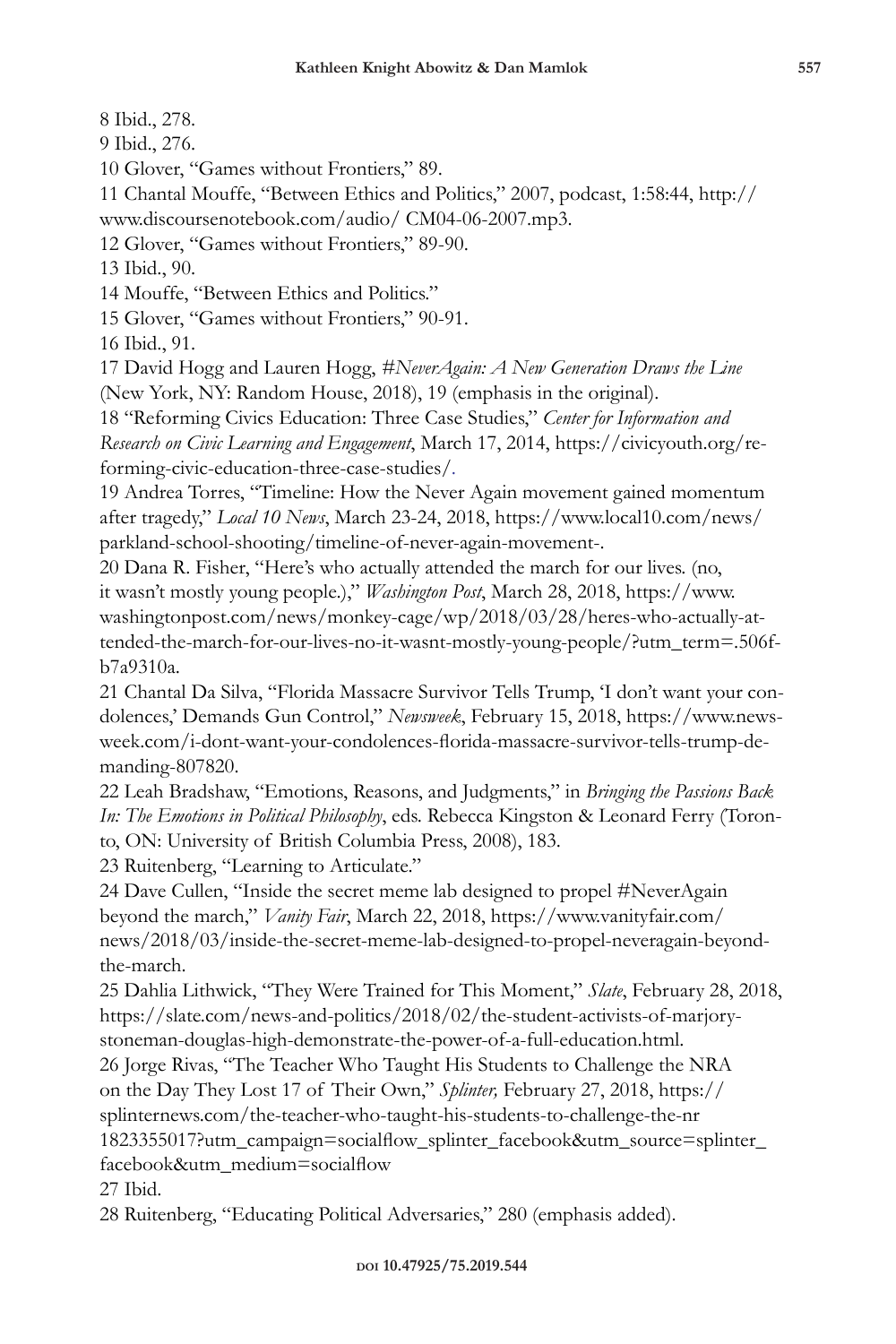8 Ibid., 278.

9 Ibid., 276.

10 Glover, "Games without Frontiers," 89.

11 Chantal Mouffe, "Between Ethics and Politics," 2007, podcast, 1:58:44, http://www.discoursenotebook.com/audio/ CM04-06-2007.mp3.

12 Glover, "Games without Frontiers," 89-90.

13 Ibid., 90.

14 Mouffe, "Between Ethics and Politics."

15 Glover, "Games without Frontiers," 90-91.

16 Ibid., 91.

17 David Hogg and Lauren Hogg, *#NeverAgain: A New Generation Draws the Line* (New York, NY: Random House, 2018), 19 (emphasis in the original).

18 "Reforming Civics Education: Three Case Studies," *Center for Information and Research on Civic Learning and Engagement*, March 17, 2014, https://civicyouth.org/reforming-civic-education-three-case-studies/.

19 Andrea Torres, "Timeline: How the Never Again movement gained momentum after tragedy," *Local 10 News*, March 23-24, 2018, https://www.local10.com/news/parkland-school-shooting/timeline-of-never-again-movement-.

20 Dana R. Fisher, "Here's who actually attended the march for our lives. (no, it wasn't mostly young people.)," *Washington Post*, March 28, 2018, https://www.washingtonpost.com/news/monkey-cage/wp/2018/03/28/heres-who-actually-attended-the-march-for-our-lives-no-it-wasnt-mostly-young-people/?utm_term=.506fb7a9310a.

21 Chantal Da Silva, "Florida Massacre Survivor Tells Trump, 'I don't want your condolences,' Demands Gun Control," *Newsweek*, February 15, 2018, https://www.newsweek.com/i-dont-want-your-condolences-florida-massacre-survivor-tells-trump-demanding-807820.

22 Leah Bradshaw, "Emotions, Reasons, and Judgments," in *Bringing the Passions Back In: The Emotions in Political Philosophy*, eds. Rebecca Kingston & Leonard Ferry (Toronto, ON: University of British Columbia Press, 2008), 183.

23 Ruitenberg, "Learning to Articulate."

24 Dave Cullen, "Inside the secret meme lab designed to propel #NeverAgain beyond the march," *Vanity Fair*, March 22, 2018, https://www.vanityfair.com/news/2018/03/inside-the-secret-meme-lab-designed-to-propel-neveragain-beyond-the-march.

25 Dahlia Lithwick, "They Were Trained for This Moment," *Slate*, February 28, 2018, https://slate.com/news-and-politics/2018/02/the-student-activists-of-marjory-stoneman-douglas-high-demonstrate-the-power-of-a-full-education.html.

26 Jorge Rivas, "The Teacher Who Taught His Students to Challenge the NRA on the Day They Lost 17 of Their Own," *Splinter,* February 27, 2018, https://splinternews.com/the-teacher-who-taught-his-students-to-challenge-the-nr 1823355017?utm_campaign=socialflow_splinter_facebook&utm_source=splinter_facebook&utm_medium=socialflow

27 Ibid.

28 Ruitenberg, "Educating Political Adversaries," 280 (emphasis added).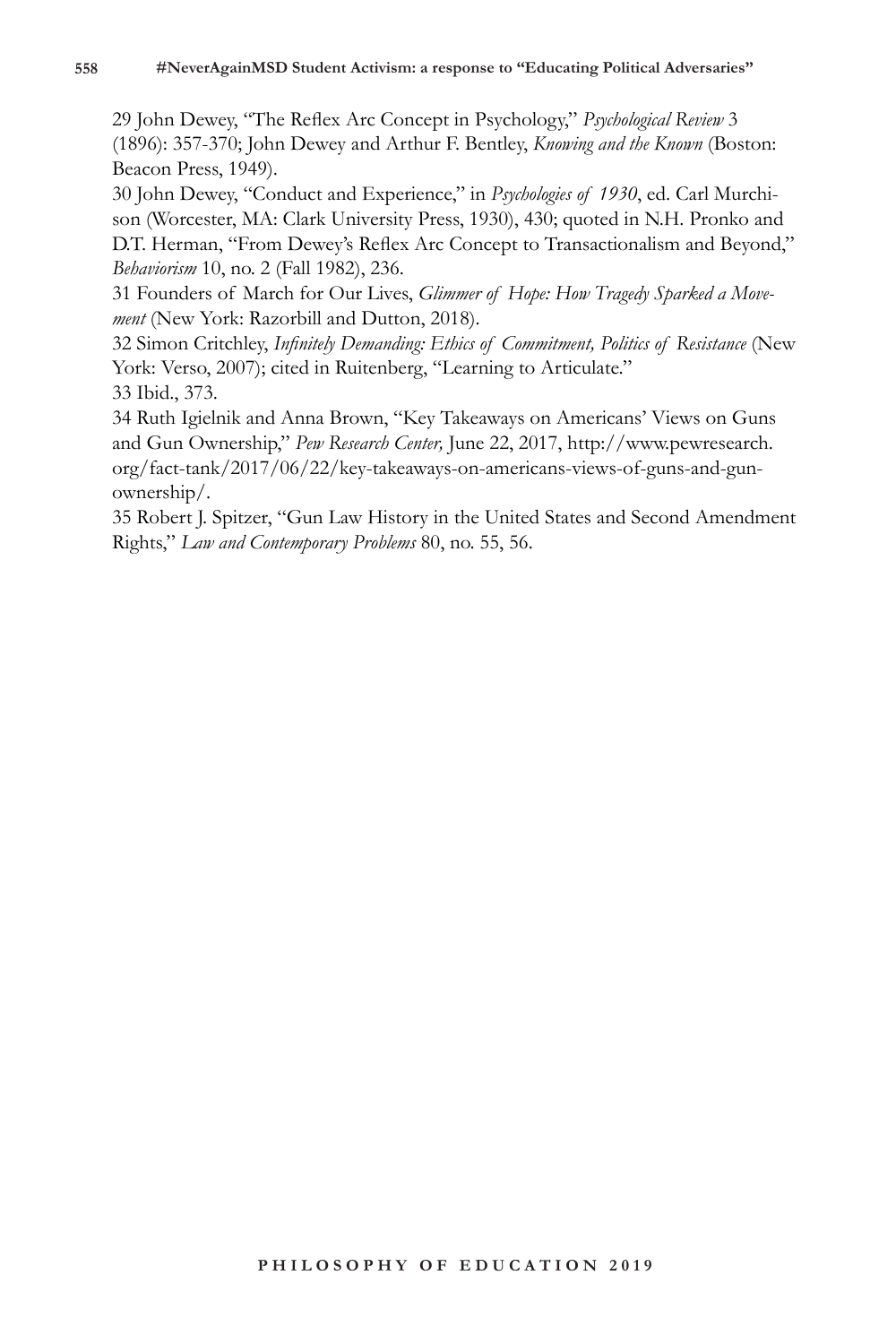29 John Dewey, "The Reflex Arc Concept in Psychology," *Psychological Review* 3 (1896): 357-370; John Dewey and Arthur F. Bentley, *Knowing and the Known* (Boston: Beacon Press, 1949).

30 John Dewey, "Conduct and Experience," in *Psychologies of 1930*, ed. Carl Murchison (Worcester, MA: Clark University Press, 1930), 430; quoted in N.H. Pronko and D.T. Herman, "From Dewey's Reflex Arc Concept to Transactionalism and Beyond," *Behaviorism* 10, no. 2 (Fall 1982), 236.

31 Founders of March for Our Lives, *Glimmer of Hope: How Tragedy Sparked a Movement* (New York: Razorbill and Dutton, 2018).

32 Simon Critchley, *Infinitely Demanding: Ethics of Commitment, Politics of Resistance* (New York: Verso, 2007); cited in Ruitenberg, "Learning to Articulate."

33 Ibid., 373.

34 Ruth Igielnik and Anna Brown, "Key Takeaways on Americans' Views on Guns and Gun Ownership," *Pew Research Center,* June 22, 2017, http://www.pewresearch.org/fact-tank/2017/06/22/key-takeaways-on-americans-views-of-guns-and-gun-ownership/.

35 Robert J. Spitzer, "Gun Law History in the United States and Second Amendment Rights," *Law and Contemporary Problems* 80, no. 55, 56.